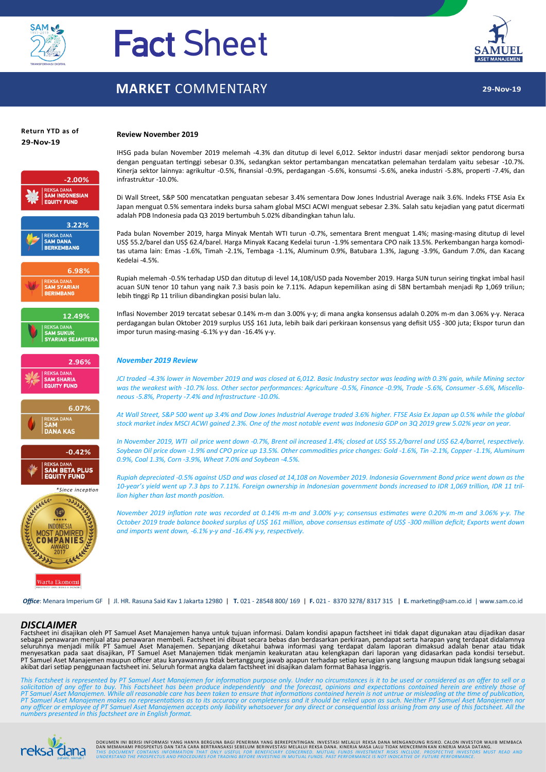# Fact Sheet

## MARKET COMMENTARY

29-Nov-19

**Return YTD as of 29-Nov-19**

| Return | Fund |
| --- | --- |
| -2.00% | REKSA DANA SAM INDONESIAN EQUITY FUND |
| 3.22% | REKSA DANA SAM DANA BERKEMBANG |
| 6.98% | REKSA DANA SAM SYARIAH BERIMBANG |
| 12.49% | REKSA DANA SAM SUKUK SYARIAH SEJAHTERA |
| 2.96% | REKSA DANA SAM SHARIA EQUITY FUND |
| 6.07% | REKSA DANA SAM DANA KAS |
| -0.42% | REKSA DANA SAM BETA PLUS EQUITY FUND |

*Since inception

14th INDONESIA MOST ADMIRED COMPANIES AWARD 2017

Warta Ekonomi

### Review November 2019

IHSG pada bulan November 2019 melemah -4.3% dan ditutup di level 6,012. Sektor industri dasar menjadi sektor pendorong bursa dengan penguatan tertinggi sebesar 0.3%, sedangkan sektor pertambangan mencatatkan pelemahan terdalam yaitu sebesar -10.7%. Kinerja sektor lainnya: agrikultur -0.5%, finansial -0.9%, perdagangan -5.6%, konsumsi -5.6%, aneka industri -5.8%, properti -7.4%, dan infrastruktur -10.0%.

Di Wall Street, S&P 500 mencatatkan penguatan sebesar 3.4% sementara Dow Jones Industrial Average naik 3.6%. Indeks FTSE Asia Ex Japan menguat 0.5% sementara indeks bursa saham global MSCI ACWI menguat sebesar 2.3%. Salah satu kejadian yang patut dicermati adalah PDB Indonesia pada Q3 2019 bertumbuh 5.02% dibandingkan tahun lalu.

Pada bulan November 2019, harga Minyak Mentah WTI turun -0.7%, sementara Brent menguat 1.4%; masing-masing ditutup di level US$ 55.2/barel dan US$ 62.4/barel. Harga Minyak Kacang Kedelai turun -1.9% sementara CPO naik 13.5%. Perkembangan harga komoditas utama lain: Emas -1.6%, Timah -2.1%, Tembaga -1.1%, Aluminum 0.9%, Batubara 1.3%, Jagung -3.9%, Gandum 7.0%, dan Kacang Kedelai -4.5%.

Rupiah melemah -0.5% terhadap USD dan ditutup di level 14,108/USD pada November 2019. Harga SUN turun seiring tingkat imbal hasil acuan SUN tenor 10 tahun yang naik 7.3 basis poin ke 7.11%. Adapun kepemilikan asing di SBN bertambah menjadi Rp 1,069 triliun; lebih tinggi Rp 11 triliun dibandingkan posisi bulan lalu.

Inflasi November 2019 tercatat sebesar 0.14% m-m dan 3.00% y-y; di mana angka konsensus adalah 0.20% m-m dan 3.06% y-y. Neraca perdagangan bulan Oktober 2019 surplus US$ 161 Juta, lebih baik dari perkiraan konsensus yang defisit US$ -300 juta; Ekspor turun dan impor turun masing-masing -6.1% y-y dan -16.4% y-y.

### *November 2019 Review*

*JCI traded -4.3% lower in November 2019 and was closed at 6,012. Basic Industry sector was leading with 0.3% gain, while Mining sector was the weakest with -10.7% loss. Other sector performances: Agriculture -0.5%, Finance -0.9%, Trade -5.6%, Consumer -5.6%, Miscellaneous -5.8%, Property -7.4% and Infrastructure -10.0%.*

*At Wall Street, S&P 500 went up 3.4% and Dow Jones Industrial Average traded 3.6% higher. FTSE Asia Ex Japan up 0.5% while the global stock market index MSCI ACWI gained 2.3%. One of the most notable event was Indonesia GDP on 3Q 2019 grew 5.02% year on year.*

*In November 2019, WTI oil price went down -0.7%, Brent oil increased 1.4%; closed at US$ 55.2/barrel and US$ 62.4/barrel, respectively. Soybean Oil price down -1.9% and CPO price up 13.5%. Other commodities price changes: Gold -1.6%, Tin -2.1%, Copper -1.1%, Aluminum 0.9%, Coal 1.3%, Corn -3.9%, Wheat 7.0% and Soybean -4.5%.*

*Rupiah depreciated -0.5% against USD and was closed at 14,108 on November 2019. Indonesia Government Bond price went down as the 10-year's yield went up 7.3 bps to 7.11%. Foreign ownership in Indonesian government bonds increased to IDR 1,069 trillion, IDR 11 trillion higher than last month position.*

*November 2019 inflation rate was recorded at 0.14% m-m and 3.00% y-y; consensus estimates were 0.20% m-m and 3.06% y-y. The October 2019 trade balance booked surplus of US$ 161 million, above consensus estimate of US$ -300 million deficit; Exports went down and imports went down, -6.1% y-y and -16.4% y-y, respectively.*

***Office***: Menara Imperium GF | Jl. HR. Rasuna Said Kav 1 Jakarta 12980 | **T.** 021 - 28548 800/ 169 | **F.** 021 - 8370 3278/ 8317 315 | **E.** marketing@sam.co.id | www.sam.co.id

## *DISCLAIMER*

Factsheet ini disajikan oleh PT Samuel Aset Manajemen hanya untuk tujuan informasi. Dalam kondisi apapun factsheet ini tidak dapat digunakan atau dijadikan dasar sebagai penawaran menjual atau penawaran membeli. Factsheet ini dibuat secara bebas dan berdasarkan perkiraan, pendapat serta harapan yang terdapat didalamnya seluruhnya menjadi milik PT Samuel Aset Manajemen. Sepanjang diketahui bahwa informasi yang terdapat dalam laporan dimaksud adalah benar atau tidak menyesatkan pada saat disajikan, PT Samuel Aset Manajemen tidak menjamin keakuratan atau kelengkapan dari laporan yang didasarkan pada kondisi tersebut. PT Samuel Aset Manajemen maupun officer atau karyawannya tidak bertanggung jawab apapun terhadap setiap kerugian yang langsung maupun tidak langsung sebagai akibat dari setiap penggunaan factsheet ini. Seluruh format angka dalam factsheet ini disajikan dalam format Bahasa Inggris.

*This Factsheet is represented by PT Samuel Aset Manajemen for information purpose only. Under no circumstances is it to be used or considered as an offer to sell or a solicitation of any offer to buy. This Factsheet has been produce independently and the forecast, opinions and expectations contained herein are entirely those of PT Samuel Aset Manajemen. While all reasonable care has been taken to ensure that informations contained herein is not untrue or misleading at the time of publication, PT Samuel Aset Manajemen makes no representations as to its accuracy or completeness and it should be relied upon as such. Neither PT Samuel Aset Manajemen nor any officer or employee of PT Samuel Aset Manajemen accepts only liability whatsoever for any direct or consequential loss arising from any use of this factsheet. All the numbers presented in this factsheet are in English format.*

DOKUMEN INI BERISI INFORMASI YANG HANYA BERGUNA BAGI PENERIMA YANG BERKEPENTINGAN. INVESTASI MELALUI REKSA DANA MENGANDUNG RISIKO. CALON INVESTOR WAJIB MEMBACA DAN MEMAHAMI PROSPEKTUS DAN TATA CARA BERTRANSAKSI SEBELUM BERINVESTASI MELALUI REKSA DANA. KINERJA MASA LALU TIDAK MENCERMINKAN KINERJA MASA DATANG.

*THIS DOCUMENT CONTAINS INFORMATION THAT ONLY USEFUL FOR BENEFICIARY CONCERNED. MUTUAL FUNDS INVESTMENT RISKS INCLUDE. PROSPECTIVE INVESTORS MUST READ AND UNDERSTAND THE PROSPECTUS AND PROCEDURES FOR TRADING BEFORE INVESTING IN MUTUAL FUNDS. PAST PERFORMANCE IS NOT INDICATIVE OF FUTURE PERFORMANCE.*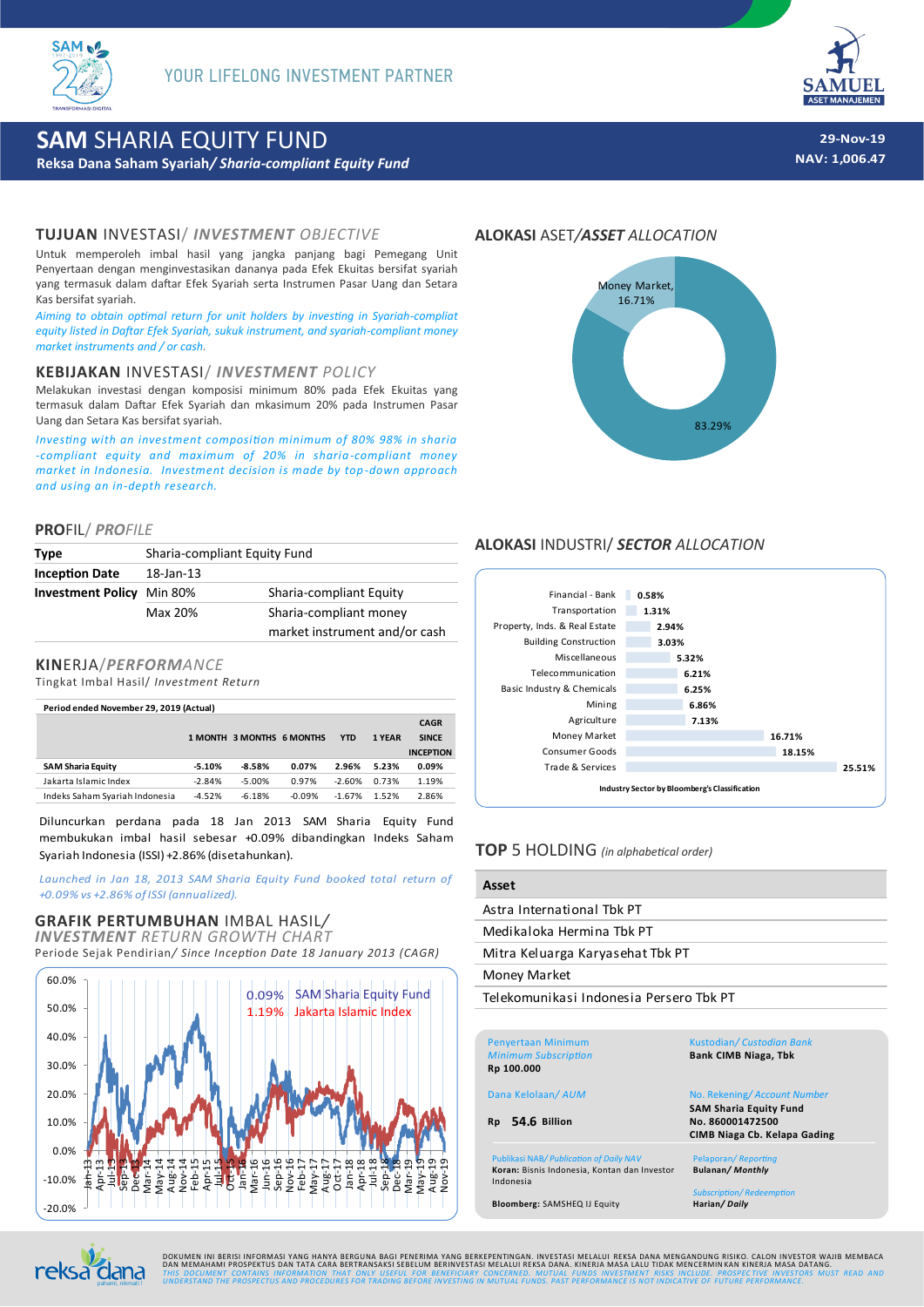YOUR LIFELONG INVESTMENT PARTNER

# SAM SHARIA EQUITY FUND

**Reksa Dana Saham Syariah/ *Sharia-compliant Equity Fund***

**29-Nov-19**
**NAV: 1,006.47**

## TUJUAN INVESTASI/ *INVESTMENT OBJECTIVE*

Untuk memperoleh imbal hasil yang jangka panjang bagi Pemegang Unit Penyertaan dengan menginvestasikan dananya pada Efek Ekuitas bersifat syariah yang termasuk dalam daftar Efek Syariah serta Instrumen Pasar Uang dan Setara Kas bersifat syariah.

*Aiming to obtain optimal return for unit holders by investing in Syariah-compliat equity listed in Daftar Efek Syariah, sukuk instrument, and syariah-compliant money market instruments and / or cash.*

## KEBIJAKAN INVESTASI/ *INVESTMENT POLICY*

Melakukan investasi dengan komposisi minimum 80% pada Efek Ekuitas yang termasuk dalam Daftar Efek Syariah dan mkasimum 20% pada Instrumen Pasar Uang dan Setara Kas bersifat syariah.

*Investing with an investment composition minimum of 80% 98% in sharia -compliant equity and maximum of 20% in sharia-compliant money market in Indonesia. Investment decision is made by top-down approach and using an in-depth research.*

## PROFIL/ *PROFILE*

| | | |
|---|---|---|
| **Type** | Sharia-compliant Equity Fund | |
| **Inception Date** | 18-Jan-13 | |
| **Investment Policy** | Min 80% | Sharia-compliant Equity |
| | Max 20% | Sharia-compliant money market instrument and/or cash |

## KINERJA/*PERFORMANCE*

Tingkat Imbal Hasil/ *Investment Return*

**Period ended November 29, 2019 (Actual)**

| | 1 MONTH | 3 MONTHS | 6 MONTHS | YTD | 1 YEAR | CAGR SINCE INCEPTION |
|---|---|---|---|---|---|---|
| **SAM Sharia Equity** | **-5.10%** | **-8.58%** | **0.07%** | **2.96%** | **5.23%** | **0.09%** |
| Jakarta Islamic Index | -2.84% | -5.00% | 0.97% | -2.60% | 0.73% | 1.19% |
| Indeks Saham Syariah Indonesia | -4.52% | -6.18% | -0.09% | -1.67% | 1.52% | 2.86% |

Diluncurkan perdana pada 18 Jan 2013 SAM Sharia Equity Fund membukukan imbal hasil sebesar +0.09% dibandingkan Indeks Saham Syariah Indonesia (ISSI) +2.86% (disetahunkan).

*Launched in Jan 18, 2013 SAM Sharia Equity Fund booked total return of +0.09% vs +2.86% of ISSI (annualized).*

## GRAFIK PERTUMBUHAN IMBAL HASIL/ *INVESTMENT RETURN GROWTH CHART*

Periode Sejak Pendirian/ *Since Inception Date 18 January 2013 (CAGR)*

0.09% SAM Sharia Equity Fund
1.19% Jakarta Islamic Index

60.0%, 50.0%, 40.0%, 30.0%, 20.0%, 10.0%, 0.0%, -10.0%, -20.0%

Jan-13, Apr-13, Jul-13, Sep-13, Dec-13, Mar-14, May-14, Aug-14, Nov-14, Feb-15, Apr-15, Jul-15, Oct-15, Jan-16, Mar-16, Jun-16, Sep-16, Nov-16, Feb-17, May-17, Aug-17, Oct-17, Jan-18, Apr-18, Jul-18, Sep-18, Dec-18, Mar-19, May-19, Aug-19, Nov-19

## ALOKASI ASET/*ASSET ALLOCATION*

Money Market, 16.71%
83.29%

## ALOKASI INDUSTRI/ *SECTOR ALLOCATION*

Financial - Bank 0.58%
Transportation 1.31%
Property, Inds. & Real Estate 2.94%
Building Construction 3.03%
Miscellaneous 5.32%
Telecommunication 6.21%
Basic Industry & Chemicals 6.25%
Mining 6.86%
Agriculture 7.13%
Money Market 16.71%
Consumer Goods 18.15%
Trade & Services 25.51%

Industry Sector by Bloomberg's Classification

## TOP 5 HOLDING *(in alphabetical order)*

| **Asset** |
|---|
| Astra International Tbk PT |
| Medikaloka Hermina Tbk PT |
| Mitra Keluarga Karyasehat Tbk PT |
| Money Market |
| Telekomunikasi Indonesia Persero Tbk PT |

Penyertaan Minimum/ *Minimum Subscription*
**Rp 100.000**

Kustodian/ *Custodian Bank*
**Bank CIMB Niaga, Tbk**

Dana Kelolaan/ *AUM*
**Rp 54.6 Billion**

No. Rekening/ *Account Number*
**SAM Sharia Equity Fund**
**No. 860001472500**
**CIMB Niaga Cb. Kelapa Gading**

Publikasi NAB/ *Publication of Daily NAV*
**Koran:** Bisnis Indonesia, Kontan dan Investor Indonesia

Pelaporan/ *Reporting*
**Bulanan/ *Monthly***

Subscription/ *Redemption*
**Harian/ *Daily***

**Bloomberg:** SAMSHEQ IJ Equity

DOKUMEN INI BERISI INFORMASI YANG HANYA BERGUNA BAGI PENERIMA YANG BERKEPENTINGAN. INVESTASI MELALUI REKSA DANA MENGANDUNG RISIKO. CALON INVESTOR WAJIB MEMBACA DAN MEMAHAMI PROSPEKTUS DAN TATA CARA BERTRANSAKSI SEBELUM BERINVESTASI MELALUI REKSA DANA. KINERJA MASA LALU TIDAK MENCERMINKAN KINERJA MASA DATANG.
*THIS DOCUMENT CONTAINS INFORMATION THAT ONLY USEFUL FOR BENEFICIARY CONCERNED. MUTUAL FUNDS INVESTMENT RISKS INCLUDE. PROSPECTIVE INVESTORS MUST READ AND UNDERSTAND THE PROSPECTUS AND PROCEDURES FOR TRADING BEFORE INVESTING IN MUTUAL FUNDS. PAST PERFORMANCE IS NOT INDICATIVE OF FUTURE PERFORMANCE.*